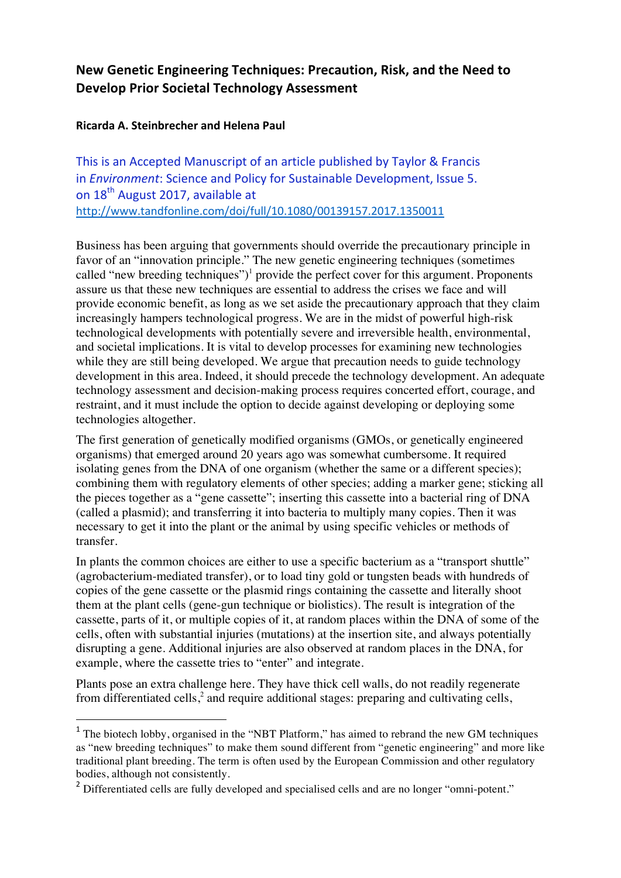# New Genetic Engineering Techniques: Precaution, Risk, and the Need to Develop Prior Societal Technology Assessment

**Ricarda A. Steinbrecher and Helena Paul**

This is an Accepted Manuscript of an article published by Taylor & Francis in *Environment*: Science and Policy for Sustainable Development, Issue 5. on 18th August 2017, available at http://www.tandfonline.com/doi/full/10.1080/00139157.2017.1350011

Business has been arguing that governments should override the precautionary principle in favor of an "innovation principle." The new genetic engineering techniques (sometimes called "new breeding techniques")[1] provide the perfect cover for this argument. Proponents assure us that these new techniques are essential to address the crises we face and will provide economic benefit, as long as we set aside the precautionary approach that they claim increasingly hampers technological progress. We are in the midst of powerful high-risk technological developments with potentially severe and irreversible health, environmental, and societal implications. It is vital to develop processes for examining new technologies while they are still being developed. We argue that precaution needs to guide technology development in this area. Indeed, it should precede the technology development. An adequate technology assessment and decision-making process requires concerted effort, courage, and restraint, and it must include the option to decide against developing or deploying some technologies altogether.

The first generation of genetically modified organisms (GMOs, or genetically engineered organisms) that emerged around 20 years ago was somewhat cumbersome. It required isolating genes from the DNA of one organism (whether the same or a different species); combining them with regulatory elements of other species; adding a marker gene; sticking all the pieces together as a "gene cassette"; inserting this cassette into a bacterial ring of DNA (called a plasmid); and transferring it into bacteria to multiply many copies. Then it was necessary to get it into the plant or the animal by using specific vehicles or methods of transfer.

In plants the common choices are either to use a specific bacterium as a "transport shuttle" (agrobacterium-mediated transfer), or to load tiny gold or tungsten beads with hundreds of copies of the gene cassette or the plasmid rings containing the cassette and literally shoot them at the plant cells (gene-gun technique or biolistics). The result is integration of the cassette, parts of it, or multiple copies of it, at random places within the DNA of some of the cells, often with substantial injuries (mutations) at the insertion site, and always potentially disrupting a gene. Additional injuries are also observed at random places in the DNA, for example, where the cassette tries to "enter" and integrate.

Plants pose an extra challenge here. They have thick cell walls, do not readily regenerate from differentiated cells,[2] and require additional stages: preparing and cultivating cells,

[1] The biotech lobby, organised in the "NBT Platform," has aimed to rebrand the new GM techniques as "new breeding techniques" to make them sound different from "genetic engineering" and more like traditional plant breeding. The term is often used by the European Commission and other regulatory bodies, although not consistently.

[2] Differentiated cells are fully developed and specialised cells and are no longer "omni-potent."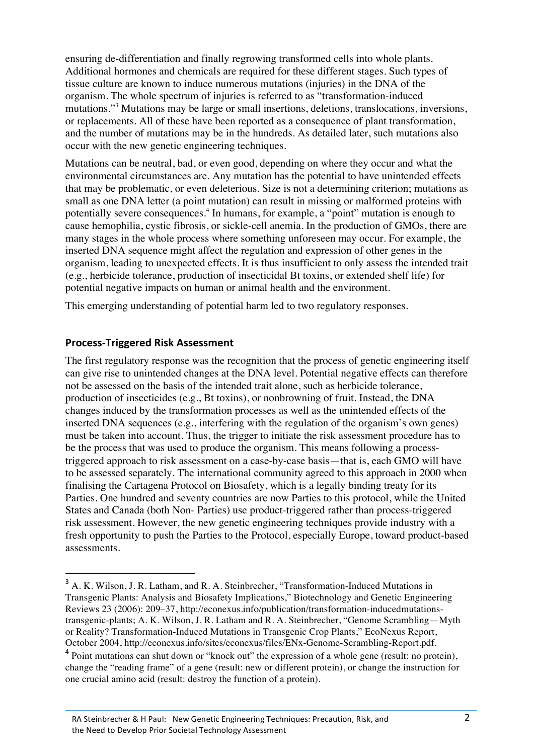ensuring de-differentiation and finally regrowing transformed cells into whole plants. Additional hormones and chemicals are required for these different stages. Such types of tissue culture are known to induce numerous mutations (injuries) in the DNA of the organism. The whole spectrum of injuries is referred to as "transformation-induced mutations."[3] Mutations may be large or small insertions, deletions, translocations, inversions, or replacements. All of these have been reported as a consequence of plant transformation, and the number of mutations may be in the hundreds. As detailed later, such mutations also occur with the new genetic engineering techniques.

Mutations can be neutral, bad, or even good, depending on where they occur and what the environmental circumstances are. Any mutation has the potential to have unintended effects that may be problematic, or even deleterious. Size is not a determining criterion; mutations as small as one DNA letter (a point mutation) can result in missing or malformed proteins with potentially severe consequences.[4] In humans, for example, a "point" mutation is enough to cause hemophilia, cystic fibrosis, or sickle-cell anemia. In the production of GMOs, there are many stages in the whole process where something unforeseen may occur. For example, the inserted DNA sequence might affect the regulation and expression of other genes in the organism, leading to unexpected effects. It is thus insufficient to only assess the intended trait (e.g., herbicide tolerance, production of insecticidal Bt toxins, or extended shelf life) for potential negative impacts on human or animal health and the environment.

This emerging understanding of potential harm led to two regulatory responses.

## Process-Triggered Risk Assessment

The first regulatory response was the recognition that the process of genetic engineering itself can give rise to unintended changes at the DNA level. Potential negative effects can therefore not be assessed on the basis of the intended trait alone, such as herbicide tolerance, production of insecticides (e.g., Bt toxins), or nonbrowning of fruit. Instead, the DNA changes induced by the transformation processes as well as the unintended effects of the inserted DNA sequences (e.g., interfering with the regulation of the organism's own genes) must be taken into account. Thus, the trigger to initiate the risk assessment procedure has to be the process that was used to produce the organism. This means following a process-triggered approach to risk assessment on a case-by-case basis—that is, each GMO will have to be assessed separately. The international community agreed to this approach in 2000 when finalising the Cartagena Protocol on Biosafety, which is a legally binding treaty for its Parties. One hundred and seventy countries are now Parties to this protocol, while the United States and Canada (both Non- Parties) use product-triggered rather than process-triggered risk assessment. However, the new genetic engineering techniques provide industry with a fresh opportunity to push the Parties to the Protocol, especially Europe, toward product-based assessments.

---

[3] A. K. Wilson, J. R. Latham, and R. A. Steinbrecher, "Transformation-Induced Mutations in Transgenic Plants: Analysis and Biosafety Implications," Biotechnology and Genetic Engineering Reviews 23 (2006): 209–37, http://econexus.info/publication/transformation-inducedmutations-transgenic-plants; A. K. Wilson, J. R. Latham and R. A. Steinbrecher, "Genome Scrambling—Myth or Reality? Transformation-Induced Mutations in Transgenic Crop Plants," EcoNexus Report, October 2004, http://econexus.info/sites/econexus/files/ENx-Genome-Scrambling-Report.pdf.

[4] Point mutations can shut down or "knock out" the expression of a whole gene (result: no protein), change the "reading frame" of a gene (result: new or different protein), or change the instruction for one crucial amino acid (result: destroy the function of a protein).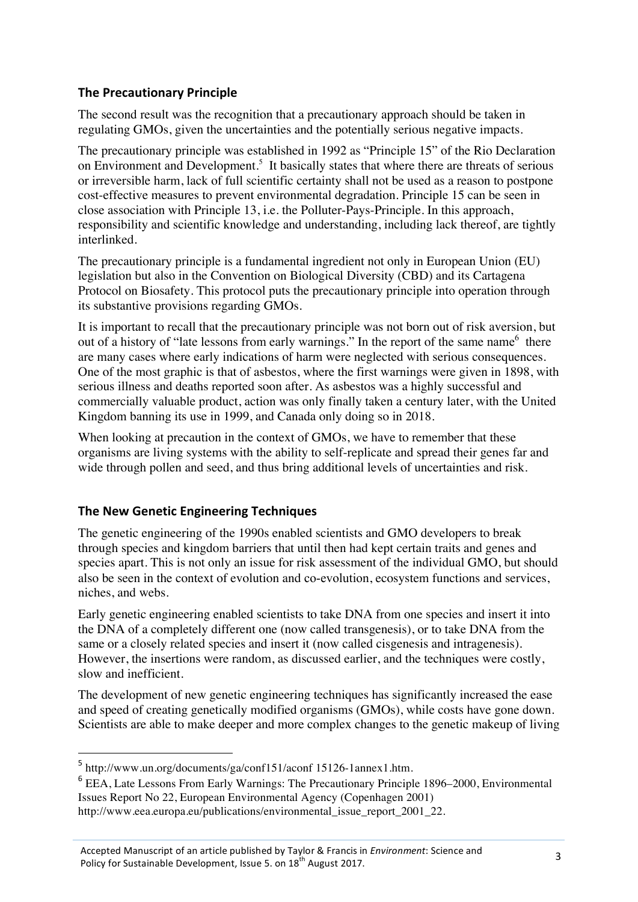## The Precautionary Principle

The second result was the recognition that a precautionary approach should be taken in regulating GMOs, given the uncertainties and the potentially serious negative impacts.

The precautionary principle was established in 1992 as "Principle 15" of the Rio Declaration on Environment and Development.[5] It basically states that where there are threats of serious or irreversible harm, lack of full scientific certainty shall not be used as a reason to postpone cost-effective measures to prevent environmental degradation. Principle 15 can be seen in close association with Principle 13, i.e. the Polluter-Pays-Principle. In this approach, responsibility and scientific knowledge and understanding, including lack thereof, are tightly interlinked.

The precautionary principle is a fundamental ingredient not only in European Union (EU) legislation but also in the Convention on Biological Diversity (CBD) and its Cartagena Protocol on Biosafety. This protocol puts the precautionary principle into operation through its substantive provisions regarding GMOs.

It is important to recall that the precautionary principle was not born out of risk aversion, but out of a history of "late lessons from early warnings." In the report of the same name[6] there are many cases where early indications of harm were neglected with serious consequences. One of the most graphic is that of asbestos, where the first warnings were given in 1898, with serious illness and deaths reported soon after. As asbestos was a highly successful and commercially valuable product, action was only finally taken a century later, with the United Kingdom banning its use in 1999, and Canada only doing so in 2018.

When looking at precaution in the context of GMOs, we have to remember that these organisms are living systems with the ability to self-replicate and spread their genes far and wide through pollen and seed, and thus bring additional levels of uncertainties and risk.

## The New Genetic Engineering Techniques

The genetic engineering of the 1990s enabled scientists and GMO developers to break through species and kingdom barriers that until then had kept certain traits and genes and species apart. This is not only an issue for risk assessment of the individual GMO, but should also be seen in the context of evolution and co-evolution, ecosystem functions and services, niches, and webs.

Early genetic engineering enabled scientists to take DNA from one species and insert it into the DNA of a completely different one (now called transgenesis), or to take DNA from the same or a closely related species and insert it (now called cisgenesis and intragenesis). However, the insertions were random, as discussed earlier, and the techniques were costly, slow and inefficient.

The development of new genetic engineering techniques has significantly increased the ease and speed of creating genetically modified organisms (GMOs), while costs have gone down. Scientists are able to make deeper and more complex changes to the genetic makeup of living

---

[5] http://www.un.org/documents/ga/conf151/aconf 15126-1annex1.htm.

[6] EEA, Late Lessons From Early Warnings: The Precautionary Principle 1896–2000, Environmental Issues Report No 22, European Environmental Agency (Copenhagen 2001) http://www.eea.europa.eu/publications/environmental_issue_report_2001_22.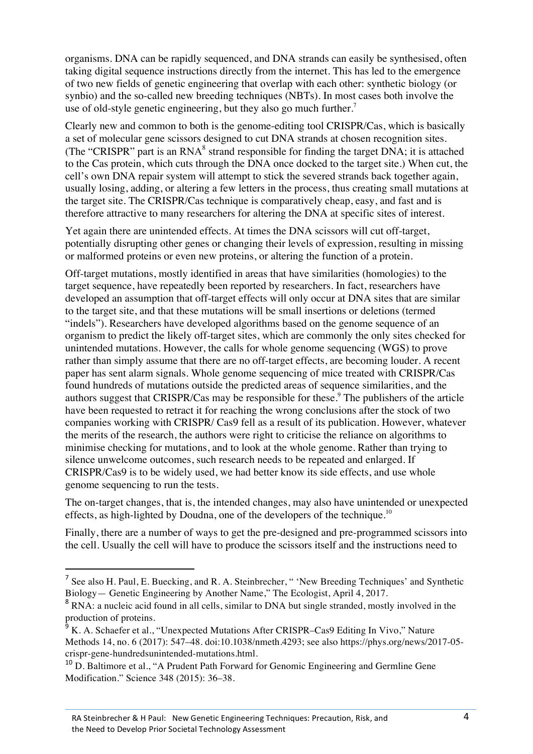organisms. DNA can be rapidly sequenced, and DNA strands can easily be synthesised, often taking digital sequence instructions directly from the internet. This has led to the emergence of two new fields of genetic engineering that overlap with each other: synthetic biology (or synbio) and the so-called new breeding techniques (NBTs). In most cases both involve the use of old-style genetic engineering, but they also go much further.[7]

Clearly new and common to both is the genome-editing tool CRISPR/Cas, which is basically a set of molecular gene scissors designed to cut DNA strands at chosen recognition sites. (The "CRISPR" part is an RNA[8] strand responsible for finding the target DNA; it is attached to the Cas protein, which cuts through the DNA once docked to the target site.) When cut, the cell's own DNA repair system will attempt to stick the severed strands back together again, usually losing, adding, or altering a few letters in the process, thus creating small mutations at the target site. The CRISPR/Cas technique is comparatively cheap, easy, and fast and is therefore attractive to many researchers for altering the DNA at specific sites of interest.

Yet again there are unintended effects. At times the DNA scissors will cut off-target, potentially disrupting other genes or changing their levels of expression, resulting in missing or malformed proteins or even new proteins, or altering the function of a protein.

Off-target mutations, mostly identified in areas that have similarities (homologies) to the target sequence, have repeatedly been reported by researchers. In fact, researchers have developed an assumption that off-target effects will only occur at DNA sites that are similar to the target site, and that these mutations will be small insertions or deletions (termed "indels"). Researchers have developed algorithms based on the genome sequence of an organism to predict the likely off-target sites, which are commonly the only sites checked for unintended mutations. However, the calls for whole genome sequencing (WGS) to prove rather than simply assume that there are no off-target effects, are becoming louder. A recent paper has sent alarm signals. Whole genome sequencing of mice treated with CRISPR/Cas found hundreds of mutations outside the predicted areas of sequence similarities, and the authors suggest that CRISPR/Cas may be responsible for these.[9] The publishers of the article have been requested to retract it for reaching the wrong conclusions after the stock of two companies working with CRISPR/ Cas9 fell as a result of its publication. However, whatever the merits of the research, the authors were right to criticise the reliance on algorithms to minimise checking for mutations, and to look at the whole genome. Rather than trying to silence unwelcome outcomes, such research needs to be repeated and enlarged. If CRISPR/Cas9 is to be widely used, we had better know its side effects, and use whole genome sequencing to run the tests.

The on-target changes, that is, the intended changes, may also have unintended or unexpected effects, as high-lighted by Doudna, one of the developers of the technique.[10]

Finally, there are a number of ways to get the pre-designed and pre-programmed scissors into the cell. Usually the cell will have to produce the scissors itself and the instructions need to

---

[7] See also H. Paul, E. Buecking, and R. A. Steinbrecher, " 'New Breeding Techniques' and Synthetic Biology— Genetic Engineering by Another Name," The Ecologist, April 4, 2017.

[8] RNA: a nucleic acid found in all cells, similar to DNA but single stranded, mostly involved in the production of proteins.

[9] K. A. Schaefer et al., "Unexpected Mutations After CRISPR–Cas9 Editing In Vivo," Nature Methods 14, no. 6 (2017): 547–48. doi:10.1038/nmeth.4293; see also https://phys.org/news/2017-05-crispr-gene-hundredsunintended-mutations.html.

[10] D. Baltimore et al., "A Prudent Path Forward for Genomic Engineering and Germline Gene Modification." Science 348 (2015): 36–38.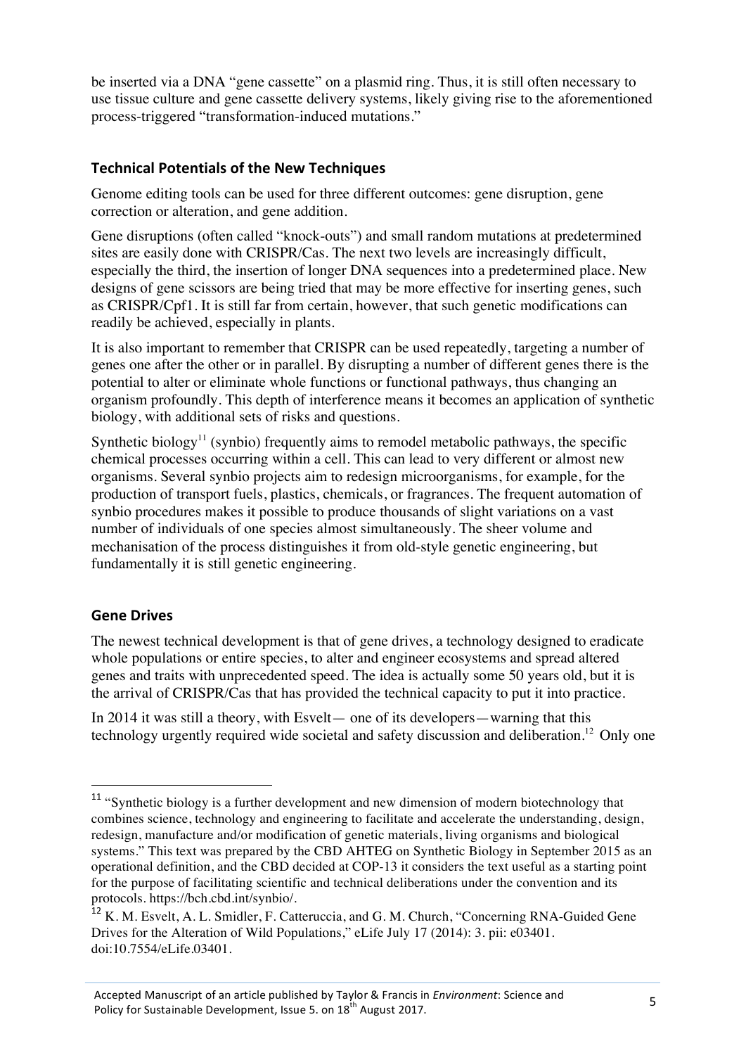be inserted via a DNA "gene cassette" on a plasmid ring. Thus, it is still often necessary to use tissue culture and gene cassette delivery systems, likely giving rise to the aforementioned process-triggered "transformation-induced mutations."

## Technical Potentials of the New Techniques

Genome editing tools can be used for three different outcomes: gene disruption, gene correction or alteration, and gene addition.

Gene disruptions (often called "knock-outs") and small random mutations at predetermined sites are easily done with CRISPR/Cas. The next two levels are increasingly difficult, especially the third, the insertion of longer DNA sequences into a predetermined place. New designs of gene scissors are being tried that may be more effective for inserting genes, such as CRISPR/Cpf1. It is still far from certain, however, that such genetic modifications can readily be achieved, especially in plants.

It is also important to remember that CRISPR can be used repeatedly, targeting a number of genes one after the other or in parallel. By disrupting a number of different genes there is the potential to alter or eliminate whole functions or functional pathways, thus changing an organism profoundly. This depth of interference means it becomes an application of synthetic biology, with additional sets of risks and questions.

Synthetic biology[11] (synbio) frequently aims to remodel metabolic pathways, the specific chemical processes occurring within a cell. This can lead to very different or almost new organisms. Several synbio projects aim to redesign microorganisms, for example, for the production of transport fuels, plastics, chemicals, or fragrances. The frequent automation of synbio procedures makes it possible to produce thousands of slight variations on a vast number of individuals of one species almost simultaneously. The sheer volume and mechanisation of the process distinguishes it from old-style genetic engineering, but fundamentally it is still genetic engineering.

## Gene Drives

The newest technical development is that of gene drives, a technology designed to eradicate whole populations or entire species, to alter and engineer ecosystems and spread altered genes and traits with unprecedented speed. The idea is actually some 50 years old, but it is the arrival of CRISPR/Cas that has provided the technical capacity to put it into practice.

In 2014 it was still a theory, with Esvelt— one of its developers—warning that this technology urgently required wide societal and safety discussion and deliberation.[12] Only one

---

[11] "Synthetic biology is a further development and new dimension of modern biotechnology that combines science, technology and engineering to facilitate and accelerate the understanding, design, redesign, manufacture and/or modification of genetic materials, living organisms and biological systems." This text was prepared by the CBD AHTEG on Synthetic Biology in September 2015 as an operational definition, and the CBD decided at COP-13 it considers the text useful as a starting point for the purpose of facilitating scientific and technical deliberations under the convention and its protocols. https://bch.cbd.int/synbio/.

[12] K. M. Esvelt, A. L. Smidler, F. Catteruccia, and G. M. Church, "Concerning RNA-Guided Gene Drives for the Alteration of Wild Populations," eLife July 17 (2014): 3. pii: e03401. doi:10.7554/eLife.03401.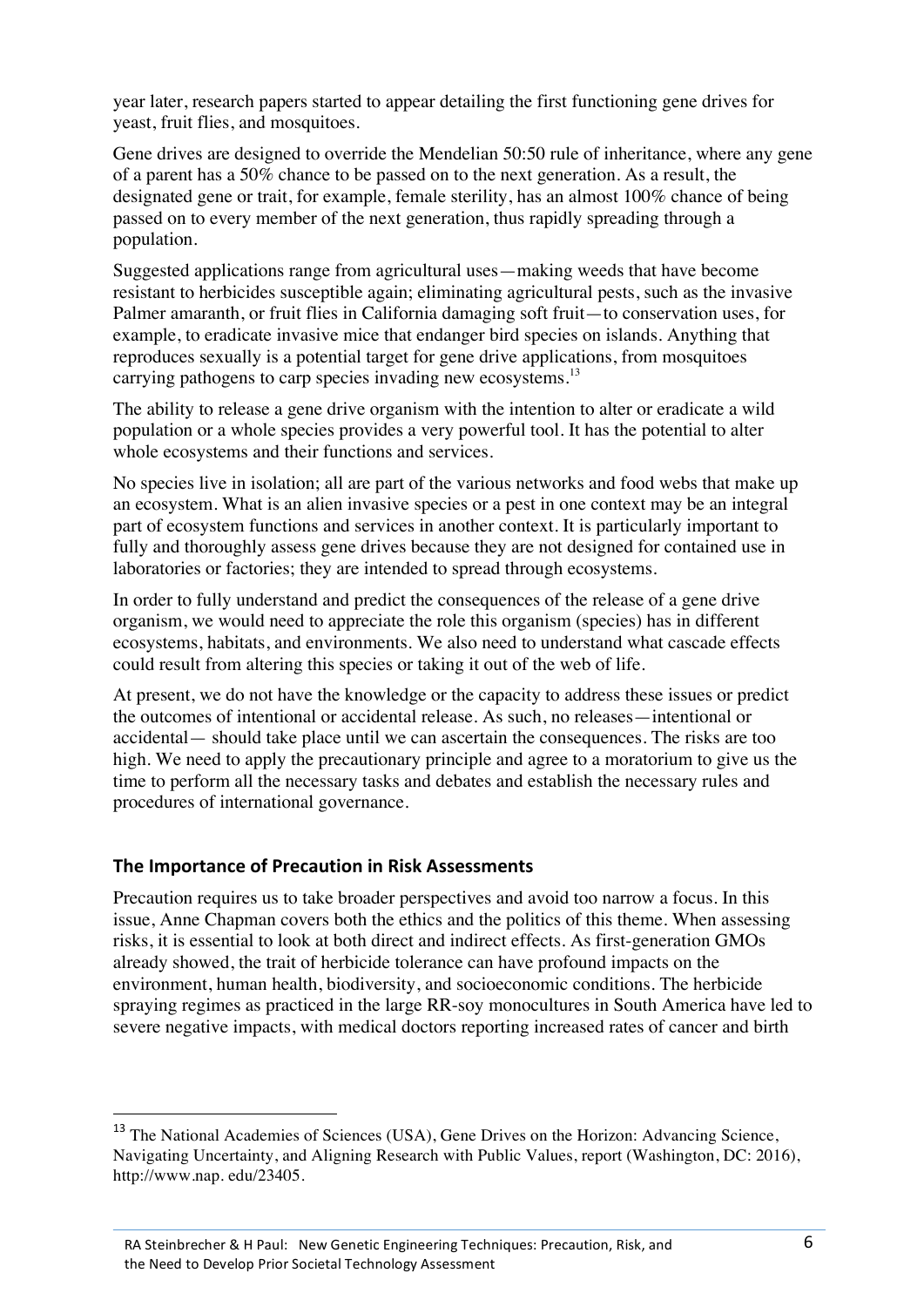year later, research papers started to appear detailing the first functioning gene drives for yeast, fruit flies, and mosquitoes.

Gene drives are designed to override the Mendelian 50:50 rule of inheritance, where any gene of a parent has a 50% chance to be passed on to the next generation. As a result, the designated gene or trait, for example, female sterility, has an almost 100% chance of being passed on to every member of the next generation, thus rapidly spreading through a population.

Suggested applications range from agricultural uses—making weeds that have become resistant to herbicides susceptible again; eliminating agricultural pests, such as the invasive Palmer amaranth, or fruit flies in California damaging soft fruit—to conservation uses, for example, to eradicate invasive mice that endanger bird species on islands. Anything that reproduces sexually is a potential target for gene drive applications, from mosquitoes carrying pathogens to carp species invading new ecosystems.[13]

The ability to release a gene drive organism with the intention to alter or eradicate a wild population or a whole species provides a very powerful tool. It has the potential to alter whole ecosystems and their functions and services.

No species live in isolation; all are part of the various networks and food webs that make up an ecosystem. What is an alien invasive species or a pest in one context may be an integral part of ecosystem functions and services in another context. It is particularly important to fully and thoroughly assess gene drives because they are not designed for contained use in laboratories or factories; they are intended to spread through ecosystems.

In order to fully understand and predict the consequences of the release of a gene drive organism, we would need to appreciate the role this organism (species) has in different ecosystems, habitats, and environments. We also need to understand what cascade effects could result from altering this species or taking it out of the web of life.

At present, we do not have the knowledge or the capacity to address these issues or predict the outcomes of intentional or accidental release. As such, no releases—intentional or accidental— should take place until we can ascertain the consequences. The risks are too high. We need to apply the precautionary principle and agree to a moratorium to give us the time to perform all the necessary tasks and debates and establish the necessary rules and procedures of international governance.

## The Importance of Precaution in Risk Assessments

Precaution requires us to take broader perspectives and avoid too narrow a focus. In this issue, Anne Chapman covers both the ethics and the politics of this theme. When assessing risks, it is essential to look at both direct and indirect effects. As first-generation GMOs already showed, the trait of herbicide tolerance can have profound impacts on the environment, human health, biodiversity, and socioeconomic conditions. The herbicide spraying regimes as practiced in the large RR-soy monocultures in South America have led to severe negative impacts, with medical doctors reporting increased rates of cancer and birth

[13] The National Academies of Sciences (USA), Gene Drives on the Horizon: Advancing Science, Navigating Uncertainty, and Aligning Research with Public Values, report (Washington, DC: 2016), http://www.nap. edu/23405.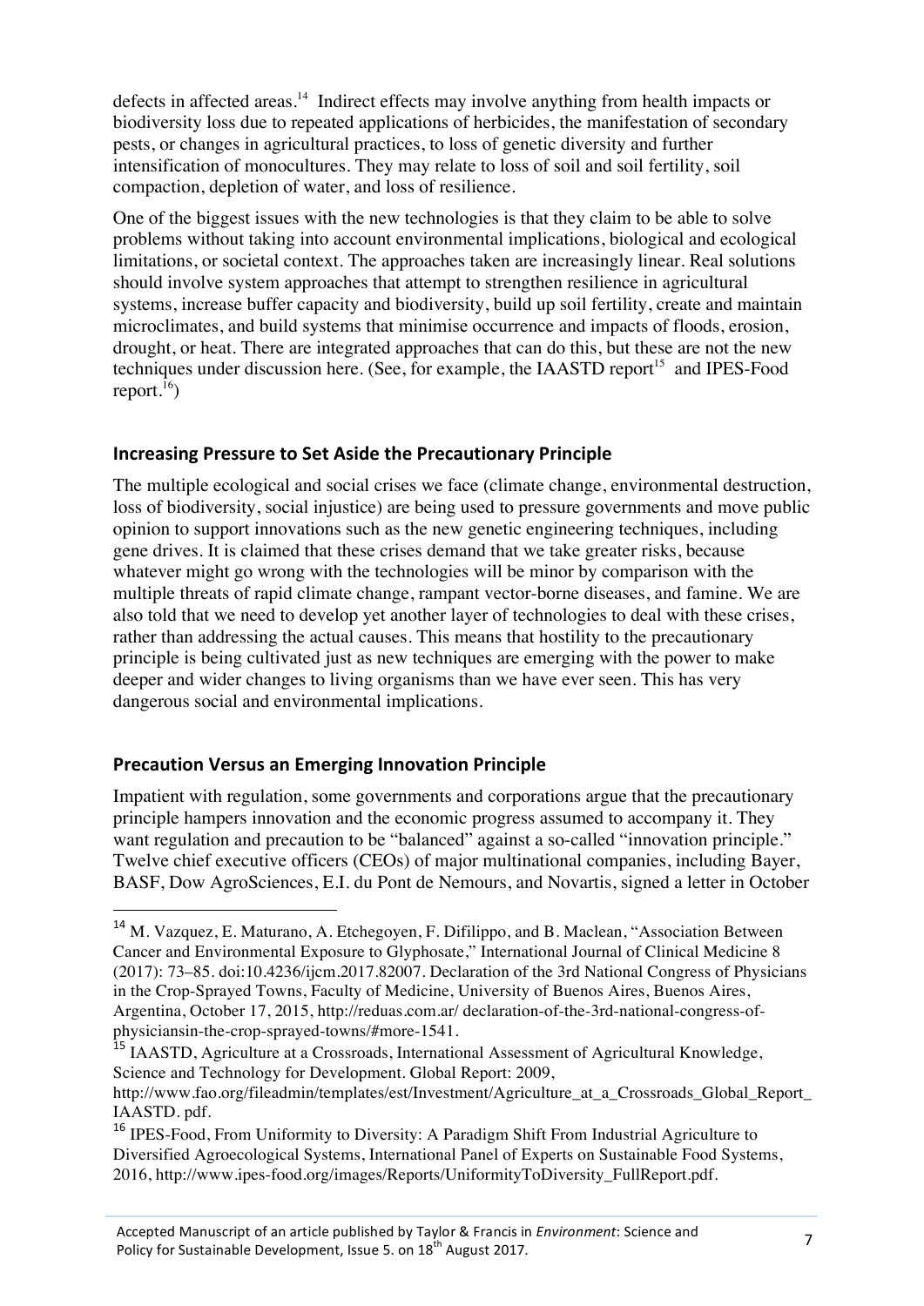defects in affected areas.[14] Indirect effects may involve anything from health impacts or biodiversity loss due to repeated applications of herbicides, the manifestation of secondary pests, or changes in agricultural practices, to loss of genetic diversity and further intensification of monocultures. They may relate to loss of soil and soil fertility, soil compaction, depletion of water, and loss of resilience.

One of the biggest issues with the new technologies is that they claim to be able to solve problems without taking into account environmental implications, biological and ecological limitations, or societal context. The approaches taken are increasingly linear. Real solutions should involve system approaches that attempt to strengthen resilience in agricultural systems, increase buffer capacity and biodiversity, build up soil fertility, create and maintain microclimates, and build systems that minimise occurrence and impacts of floods, erosion, drought, or heat. There are integrated approaches that can do this, but these are not the new techniques under discussion here. (See, for example, the IAASTD report[15] and IPES-Food report.[16])

## Increasing Pressure to Set Aside the Precautionary Principle

The multiple ecological and social crises we face (climate change, environmental destruction, loss of biodiversity, social injustice) are being used to pressure governments and move public opinion to support innovations such as the new genetic engineering techniques, including gene drives. It is claimed that these crises demand that we take greater risks, because whatever might go wrong with the technologies will be minor by comparison with the multiple threats of rapid climate change, rampant vector-borne diseases, and famine. We are also told that we need to develop yet another layer of technologies to deal with these crises, rather than addressing the actual causes. This means that hostility to the precautionary principle is being cultivated just as new techniques are emerging with the power to make deeper and wider changes to living organisms than we have ever seen. This has very dangerous social and environmental implications.

## Precaution Versus an Emerging Innovation Principle

Impatient with regulation, some governments and corporations argue that the precautionary principle hampers innovation and the economic progress assumed to accompany it. They want regulation and precaution to be "balanced" against a so-called "innovation principle." Twelve chief executive officers (CEOs) of major multinational companies, including Bayer, BASF, Dow AgroSciences, E.I. du Pont de Nemours, and Novartis, signed a letter in October

---

[14] M. Vazquez, E. Maturano, A. Etchegoyen, F. Difilippo, and B. Maclean, "Association Between Cancer and Environmental Exposure to Glyphosate," International Journal of Clinical Medicine 8 (2017): 73–85. doi:10.4236/ijcm.2017.82007. Declaration of the 3rd National Congress of Physicians in the Crop-Sprayed Towns, Faculty of Medicine, University of Buenos Aires, Buenos Aires, Argentina, October 17, 2015, http://reduas.com.ar/ declaration-of-the-3rd-national-congress-of-physiciansin-the-crop-sprayed-towns/#more-1541.

[15] IAASTD, Agriculture at a Crossroads, International Assessment of Agricultural Knowledge, Science and Technology for Development. Global Report: 2009, http://www.fao.org/fileadmin/templates/est/Investment/Agriculture_at_a_Crossroads_Global_Report_IAASTD. pdf.

[16] IPES-Food, From Uniformity to Diversity: A Paradigm Shift From Industrial Agriculture to Diversified Agroecological Systems, International Panel of Experts on Sustainable Food Systems, 2016, http://www.ipes-food.org/images/Reports/UniformityToDiversity_FullReport.pdf.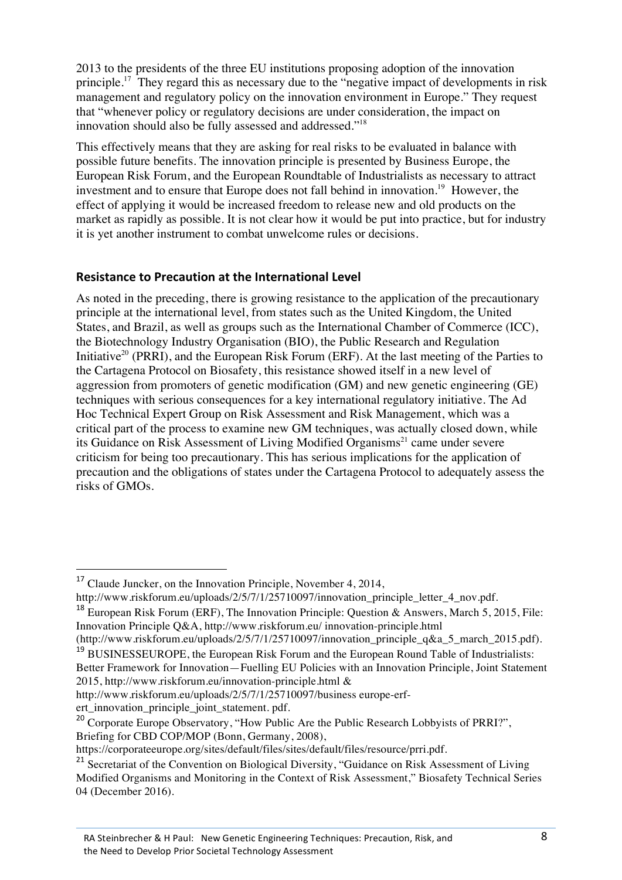2013 to the presidents of the three EU institutions proposing adoption of the innovation principle.[17] They regard this as necessary due to the "negative impact of developments in risk management and regulatory policy on the innovation environment in Europe." They request that "whenever policy or regulatory decisions are under consideration, the impact on innovation should also be fully assessed and addressed."[18]

This effectively means that they are asking for real risks to be evaluated in balance with possible future benefits. The innovation principle is presented by Business Europe, the European Risk Forum, and the European Roundtable of Industrialists as necessary to attract investment and to ensure that Europe does not fall behind in innovation.[19] However, the effect of applying it would be increased freedom to release new and old products on the market as rapidly as possible. It is not clear how it would be put into practice, but for industry it is yet another instrument to combat unwelcome rules or decisions.

## Resistance to Precaution at the International Level

As noted in the preceding, there is growing resistance to the application of the precautionary principle at the international level, from states such as the United Kingdom, the United States, and Brazil, as well as groups such as the International Chamber of Commerce (ICC), the Biotechnology Industry Organisation (BIO), the Public Research and Regulation Initiative[20] (PRRI), and the European Risk Forum (ERF). At the last meeting of the Parties to the Cartagena Protocol on Biosafety, this resistance showed itself in a new level of aggression from promoters of genetic modification (GM) and new genetic engineering (GE) techniques with serious consequences for a key international regulatory initiative. The Ad Hoc Technical Expert Group on Risk Assessment and Risk Management, which was a critical part of the process to examine new GM techniques, was actually closed down, while its Guidance on Risk Assessment of Living Modified Organisms[21] came under severe criticism for being too precautionary. This has serious implications for the application of precaution and the obligations of states under the Cartagena Protocol to adequately assess the risks of GMOs.

---

[17] Claude Juncker, on the Innovation Principle, November 4, 2014, http://www.riskforum.eu/uploads/2/5/7/1/25710097/innovation_principle_letter_4_nov.pdf.

[18] European Risk Forum (ERF), The Innovation Principle: Question & Answers, March 5, 2015, File: Innovation Principle Q&A, http://www.riskforum.eu/ innovation-principle.html (http://www.riskforum.eu/uploads/2/5/7/1/25710097/innovation_principle_q&a_5_march_2015.pdf).

[19] BUSINESSEUROPE, the European Risk Forum and the European Round Table of Industrialists: Better Framework for Innovation—Fuelling EU Policies with an Innovation Principle, Joint Statement 2015, http://www.riskforum.eu/innovation-principle.html & http://www.riskforum.eu/uploads/2/5/7/1/25710097/business europe-erf-ert_innovation_principle_joint_statement. pdf.

[20] Corporate Europe Observatory, "How Public Are the Public Research Lobbyists of PRRI?", Briefing for CBD COP/MOP (Bonn, Germany, 2008), https://corporateeurope.org/sites/default/files/sites/default/files/resource/prri.pdf.

[21] Secretariat of the Convention on Biological Diversity, "Guidance on Risk Assessment of Living Modified Organisms and Monitoring in the Context of Risk Assessment," Biosafety Technical Series 04 (December 2016).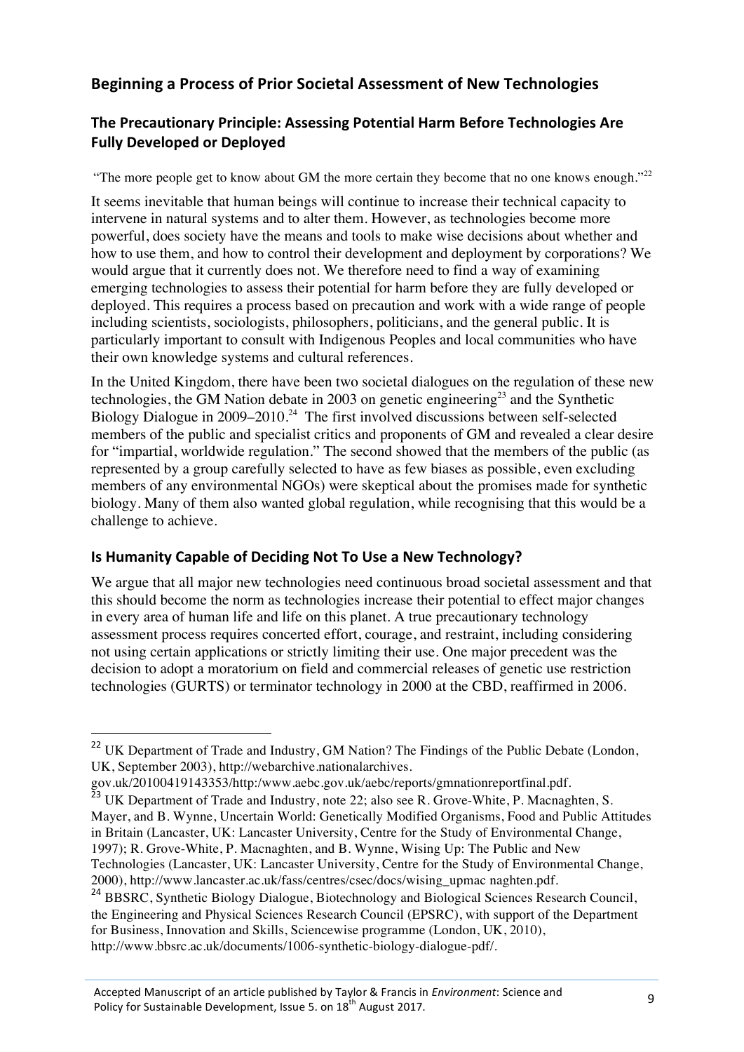## Beginning a Process of Prior Societal Assessment of New Technologies

### The Precautionary Principle: Assessing Potential Harm Before Technologies Are Fully Developed or Deployed

"The more people get to know about GM the more certain they become that no one knows enough."[22]

It seems inevitable that human beings will continue to increase their technical capacity to intervene in natural systems and to alter them. However, as technologies become more powerful, does society have the means and tools to make wise decisions about whether and how to use them, and how to control their development and deployment by corporations? We would argue that it currently does not. We therefore need to find a way of examining emerging technologies to assess their potential for harm before they are fully developed or deployed. This requires a process based on precaution and work with a wide range of people including scientists, sociologists, philosophers, politicians, and the general public. It is particularly important to consult with Indigenous Peoples and local communities who have their own knowledge systems and cultural references.

In the United Kingdom, there have been two societal dialogues on the regulation of these new technologies, the GM Nation debate in 2003 on genetic engineering[23] and the Synthetic Biology Dialogue in 2009–2010.[24] The first involved discussions between self-selected members of the public and specialist critics and proponents of GM and revealed a clear desire for "impartial, worldwide regulation." The second showed that the members of the public (as represented by a group carefully selected to have as few biases as possible, even excluding members of any environmental NGOs) were skeptical about the promises made for synthetic biology. Many of them also wanted global regulation, while recognising that this would be a challenge to achieve.

### Is Humanity Capable of Deciding Not To Use a New Technology?

We argue that all major new technologies need continuous broad societal assessment and that this should become the norm as technologies increase their potential to effect major changes in every area of human life and life on this planet. A true precautionary technology assessment process requires concerted effort, courage, and restraint, including considering not using certain applications or strictly limiting their use. One major precedent was the decision to adopt a moratorium on field and commercial releases of genetic use restriction technologies (GURTS) or terminator technology in 2000 at the CBD, reaffirmed in 2006.

---

[22] UK Department of Trade and Industry, GM Nation? The Findings of the Public Debate (London, UK, September 2003), http://webarchive.nationalarchives.gov.uk/20100419143353/http:/www.aebc.gov.uk/aebc/reports/gmnationreportfinal.pdf.

[23] UK Department of Trade and Industry, note 22; also see R. Grove-White, P. Macnaghten, S. Mayer, and B. Wynne, Uncertain World: Genetically Modified Organisms, Food and Public Attitudes in Britain (Lancaster, UK: Lancaster University, Centre for the Study of Environmental Change, 1997); R. Grove-White, P. Macnaghten, and B. Wynne, Wising Up: The Public and New Technologies (Lancaster, UK: Lancaster University, Centre for the Study of Environmental Change, 2000), http://www.lancaster.ac.uk/fass/centres/csec/docs/wising_upmac naghten.pdf.

[24] BBSRC, Synthetic Biology Dialogue, Biotechnology and Biological Sciences Research Council, the Engineering and Physical Sciences Research Council (EPSRC), with support of the Department for Business, Innovation and Skills, Sciencewise programme (London, UK, 2010), http://www.bbsrc.ac.uk/documents/1006-synthetic-biology-dialogue-pdf/.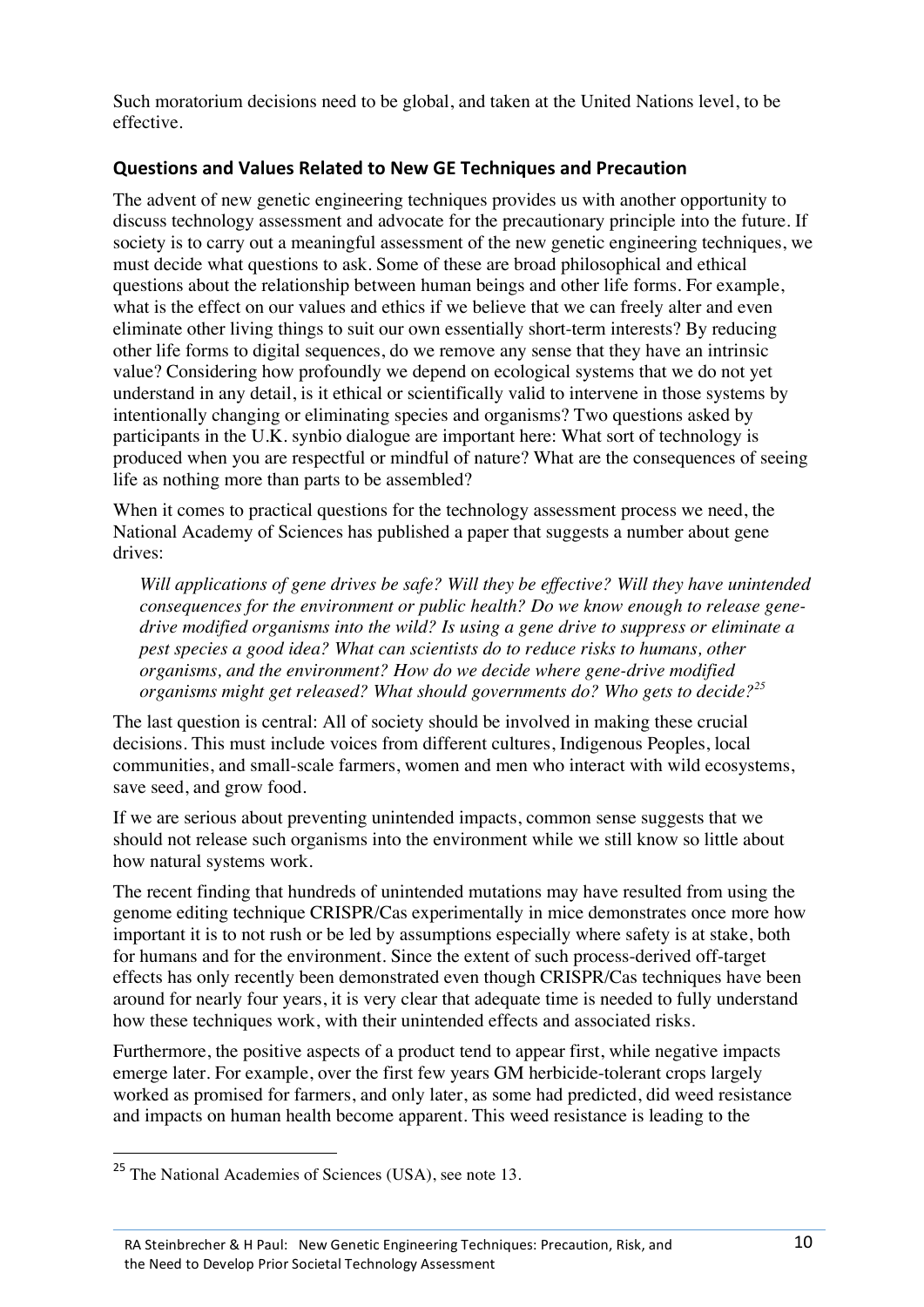Such moratorium decisions need to be global, and taken at the United Nations level, to be effective.

### Questions and Values Related to New GE Techniques and Precaution

The advent of new genetic engineering techniques provides us with another opportunity to discuss technology assessment and advocate for the precautionary principle into the future. If society is to carry out a meaningful assessment of the new genetic engineering techniques, we must decide what questions to ask. Some of these are broad philosophical and ethical questions about the relationship between human beings and other life forms. For example, what is the effect on our values and ethics if we believe that we can freely alter and even eliminate other living things to suit our own essentially short-term interests? By reducing other life forms to digital sequences, do we remove any sense that they have an intrinsic value? Considering how profoundly we depend on ecological systems that we do not yet understand in any detail, is it ethical or scientifically valid to intervene in those systems by intentionally changing or eliminating species and organisms? Two questions asked by participants in the U.K. synbio dialogue are important here: What sort of technology is produced when you are respectful or mindful of nature? What are the consequences of seeing life as nothing more than parts to be assembled?

When it comes to practical questions for the technology assessment process we need, the National Academy of Sciences has published a paper that suggests a number about gene drives:

> *Will applications of gene drives be safe? Will they be effective? Will they have unintended consequences for the environment or public health? Do we know enough to release gene-drive modified organisms into the wild? Is using a gene drive to suppress or eliminate a pest species a good idea? What can scientists do to reduce risks to humans, other organisms, and the environment? How do we decide where gene-drive modified organisms might get released? What should governments do? Who gets to decide?*[25]

The last question is central: All of society should be involved in making these crucial decisions. This must include voices from different cultures, Indigenous Peoples, local communities, and small-scale farmers, women and men who interact with wild ecosystems, save seed, and grow food.

If we are serious about preventing unintended impacts, common sense suggests that we should not release such organisms into the environment while we still know so little about how natural systems work.

The recent finding that hundreds of unintended mutations may have resulted from using the genome editing technique CRISPR/Cas experimentally in mice demonstrates once more how important it is to not rush or be led by assumptions especially where safety is at stake, both for humans and for the environment. Since the extent of such process-derived off-target effects has only recently been demonstrated even though CRISPR/Cas techniques have been around for nearly four years, it is very clear that adequate time is needed to fully understand how these techniques work, with their unintended effects and associated risks.

Furthermore, the positive aspects of a product tend to appear first, while negative impacts emerge later. For example, over the first few years GM herbicide-tolerant crops largely worked as promised for farmers, and only later, as some had predicted, did weed resistance and impacts on human health become apparent. This weed resistance is leading to the

---

[25] The National Academies of Sciences (USA), see note 13.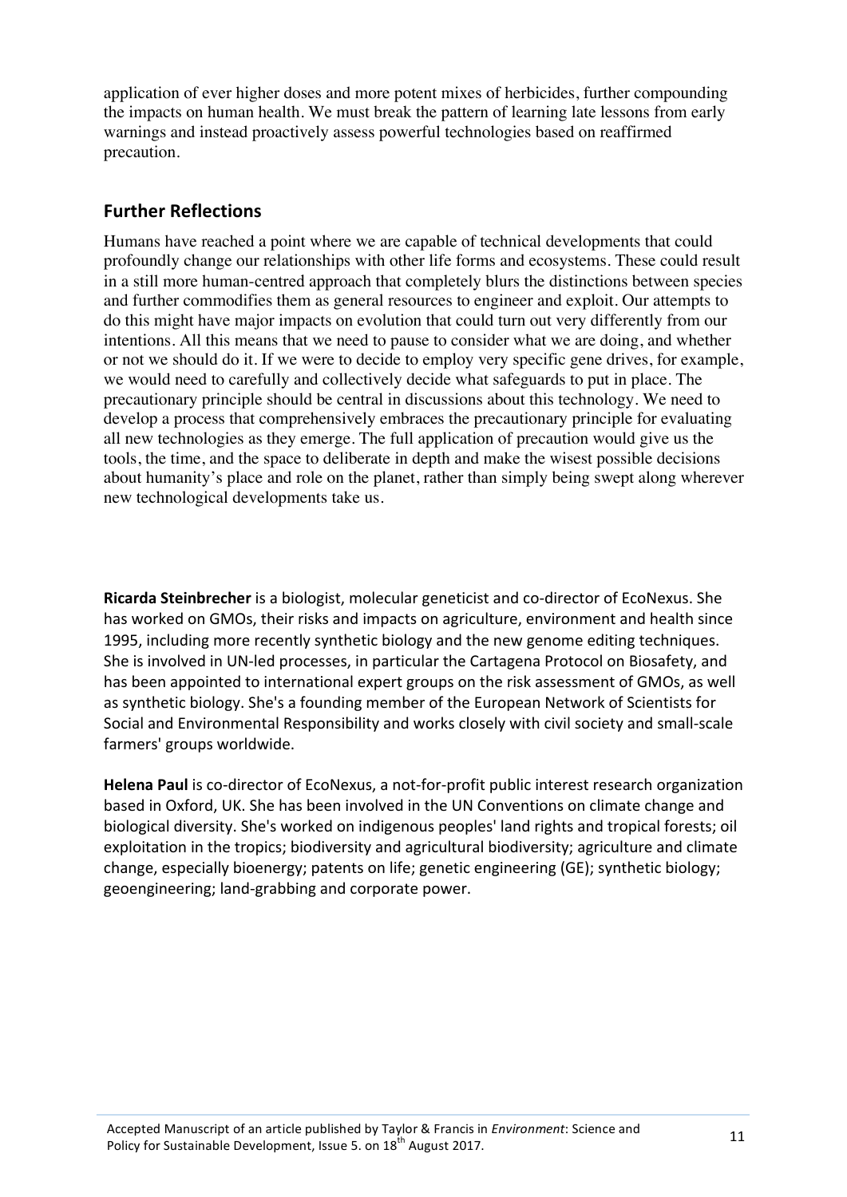application of ever higher doses and more potent mixes of herbicides, further compounding the impacts on human health. We must break the pattern of learning late lessons from early warnings and instead proactively assess powerful technologies based on reaffirmed precaution.

## Further Reflections

Humans have reached a point where we are capable of technical developments that could profoundly change our relationships with other life forms and ecosystems. These could result in a still more human-centred approach that completely blurs the distinctions between species and further commodifies them as general resources to engineer and exploit. Our attempts to do this might have major impacts on evolution that could turn out very differently from our intentions. All this means that we need to pause to consider what we are doing, and whether or not we should do it. If we were to decide to employ very specific gene drives, for example, we would need to carefully and collectively decide what safeguards to put in place. The precautionary principle should be central in discussions about this technology. We need to develop a process that comprehensively embraces the precautionary principle for evaluating all new technologies as they emerge. The full application of precaution would give us the tools, the time, and the space to deliberate in depth and make the wisest possible decisions about humanity's place and role on the planet, rather than simply being swept along wherever new technological developments take us.

**Ricarda Steinbrecher** is a biologist, molecular geneticist and co-director of EcoNexus. She has worked on GMOs, their risks and impacts on agriculture, environment and health since 1995, including more recently synthetic biology and the new genome editing techniques. She is involved in UN-led processes, in particular the Cartagena Protocol on Biosafety, and has been appointed to international expert groups on the risk assessment of GMOs, as well as synthetic biology. She's a founding member of the European Network of Scientists for Social and Environmental Responsibility and works closely with civil society and small-scale farmers' groups worldwide.

**Helena Paul** is co-director of EcoNexus, a not-for-profit public interest research organization based in Oxford, UK. She has been involved in the UN Conventions on climate change and biological diversity. She's worked on indigenous peoples' land rights and tropical forests; oil exploitation in the tropics; biodiversity and agricultural biodiversity; agriculture and climate change, especially bioenergy; patents on life; genetic engineering (GE); synthetic biology; geoengineering; land-grabbing and corporate power.